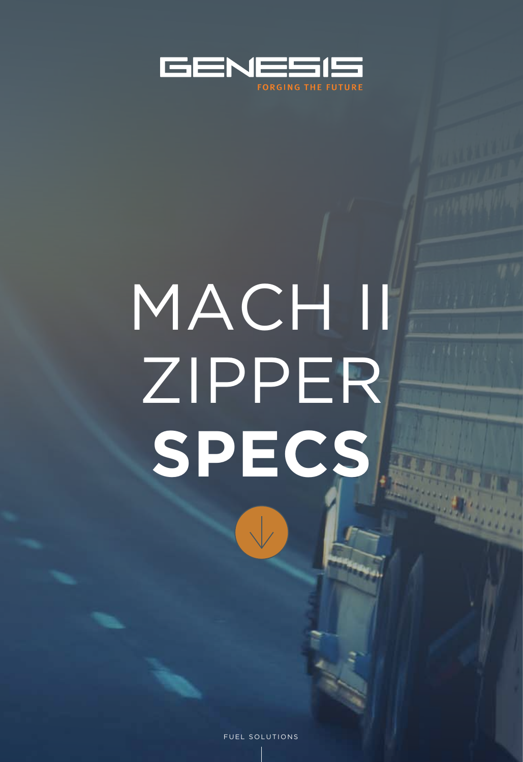GENESIS

FORGING THE FUTURE

# MACH II ZIPPER **SPECS**

FUEL SOLUTIONS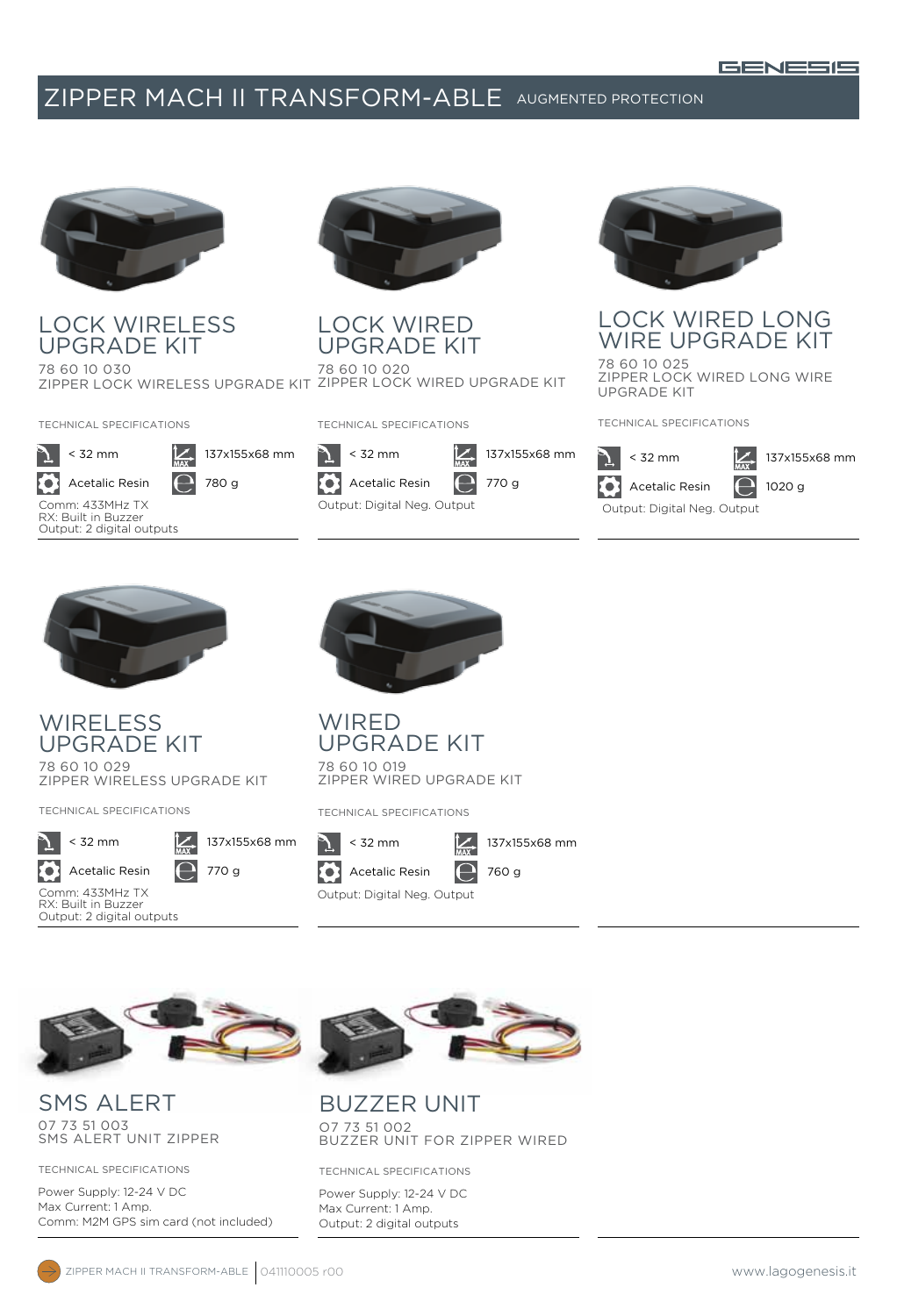# ZIPPER MACH II TRANSFORM-ABLE AUGMENTED PROTECTION

## LOCK WIRELESS UPGRADE KIT

78 60 10 030
ZIPPER LOCK WIRELESS UPGRADE KIT

TECHNICAL SPECIFICATIONS

< 32 mm
137x155x68 mm
Acetalic Resin
780 g

Comm: 433MHz TX
RX: Built in Buzzer
Output: 2 digital outputs

## LOCK WIRED UPGRADE KIT

78 60 10 020
ZIPPER LOCK WIRED UPGRADE KIT

TECHNICAL SPECIFICATIONS

< 32 mm
137x155x68 mm
Acetalic Resin
770 g

Output: Digital Neg. Output

## LOCK WIRED LONG WIRE UPGRADE KIT

78 60 10 025
ZIPPER LOCK WIRED LONG WIRE UPGRADE KIT

TECHNICAL SPECIFICATIONS

< 32 mm
137x155x68 mm
Acetalic Resin
1020 g

Output: Digital Neg. Output

## WIRELESS UPGRADE KIT

78 60 10 029
ZIPPER WIRELESS UPGRADE KIT

TECHNICAL SPECIFICATIONS

< 32 mm
137x155x68 mm
Acetalic Resin
770 g

Comm: 433MHz TX
RX: Built in Buzzer
Output: 2 digital outputs

## WIRED UPGRADE KIT

78 60 10 019
ZIPPER WIRED UPGRADE KIT

TECHNICAL SPECIFICATIONS

< 32 mm
137x155x68 mm
Acetalic Resin
760 g

Output: Digital Neg. Output

## SMS ALERT

07 73 51 003
SMS ALERT UNIT ZIPPER

TECHNICAL SPECIFICATIONS

Power Supply: 12-24 V DC
Max Current: 1 Amp.
Comm: M2M GPS sim card (not included)

## BUZZER UNIT

O7 73 51 002
BUZZER UNIT FOR ZIPPER WIRED

TECHNICAL SPECIFICATIONS

Power Supply: 12-24 V DC
Max Current: 1 Amp.
Output: 2 digital outputs